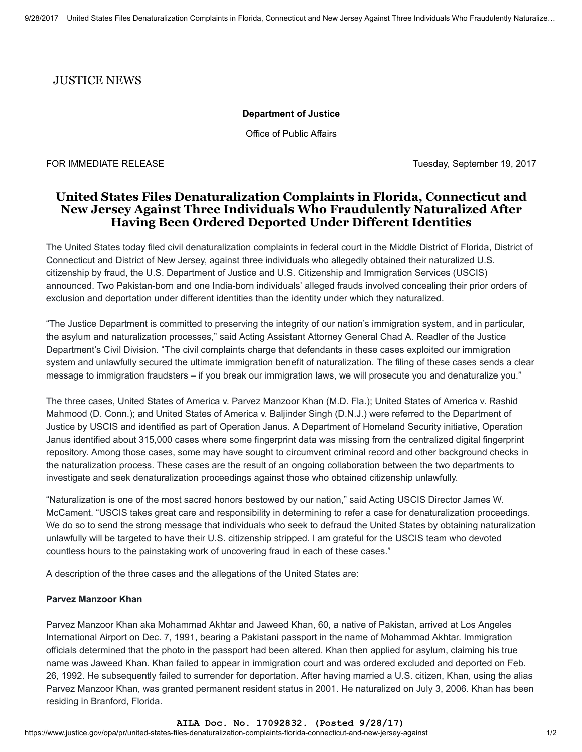JUSTICE NEWS

**Department of Justice**

Office of Public Affairs

FOR IMMEDIATE RELEASE Tuesday, September 19, 2017

# United States Files Denaturalization Complaints in Florida, Connecticut and New Jersey Against Three Individuals Who Fraudulently Naturalized After Having Been Ordered Deported Under Different Identities

The United States today filed civil denaturalization complaints in federal court in the Middle District of Florida, District of Connecticut and District of New Jersey, against three individuals who allegedly obtained their naturalized U.S. citizenship by fraud, the U.S. Department of Justice and U.S. Citizenship and Immigration Services (USCIS) announced. Two Pakistan-born and one India-born individuals' alleged frauds involved concealing their prior orders of exclusion and deportation under different identities than the identity under which they naturalized.

"The Justice Department is committed to preserving the integrity of our nation's immigration system, and in particular, the asylum and naturalization processes," said Acting Assistant Attorney General Chad A. Readler of the Justice Department's Civil Division. "The civil complaints charge that defendants in these cases exploited our immigration system and unlawfully secured the ultimate immigration benefit of naturalization. The filing of these cases sends a clear message to immigration fraudsters – if you break our immigration laws, we will prosecute you and denaturalize you."

The three cases, United States of America v. Parvez Manzoor Khan (M.D. Fla.); United States of America v. Rashid Mahmood (D. Conn.); and United States of America v. Baljinder Singh (D.N.J.) were referred to the Department of Justice by USCIS and identified as part of Operation Janus. A Department of Homeland Security initiative, Operation Janus identified about 315,000 cases where some fingerprint data was missing from the centralized digital fingerprint repository. Among those cases, some may have sought to circumvent criminal record and other background checks in the naturalization process. These cases are the result of an ongoing collaboration between the two departments to investigate and seek denaturalization proceedings against those who obtained citizenship unlawfully.

"Naturalization is one of the most sacred honors bestowed by our nation," said Acting USCIS Director James W. McCament. "USCIS takes great care and responsibility in determining to refer a case for denaturalization proceedings. We do so to send the strong message that individuals who seek to defraud the United States by obtaining naturalization unlawfully will be targeted to have their U.S. citizenship stripped. I am grateful for the USCIS team who devoted countless hours to the painstaking work of uncovering fraud in each of these cases."

A description of the three cases and the allegations of the United States are:

**Parvez Manzoor Khan**

Parvez Manzoor Khan aka Mohammad Akhtar and Jaweed Khan, 60, a native of Pakistan, arrived at Los Angeles International Airport on Dec. 7, 1991, bearing a Pakistani passport in the name of Mohammad Akhtar. Immigration officials determined that the photo in the passport had been altered. Khan then applied for asylum, claiming his true name was Jaweed Khan. Khan failed to appear in immigration court and was ordered excluded and deported on Feb. 26, 1992. He subsequently failed to surrender for deportation. After having married a U.S. citizen, Khan, using the alias Parvez Manzoor Khan, was granted permanent resident status in 2001. He naturalized on July 3, 2006. Khan has been residing in Branford, Florida.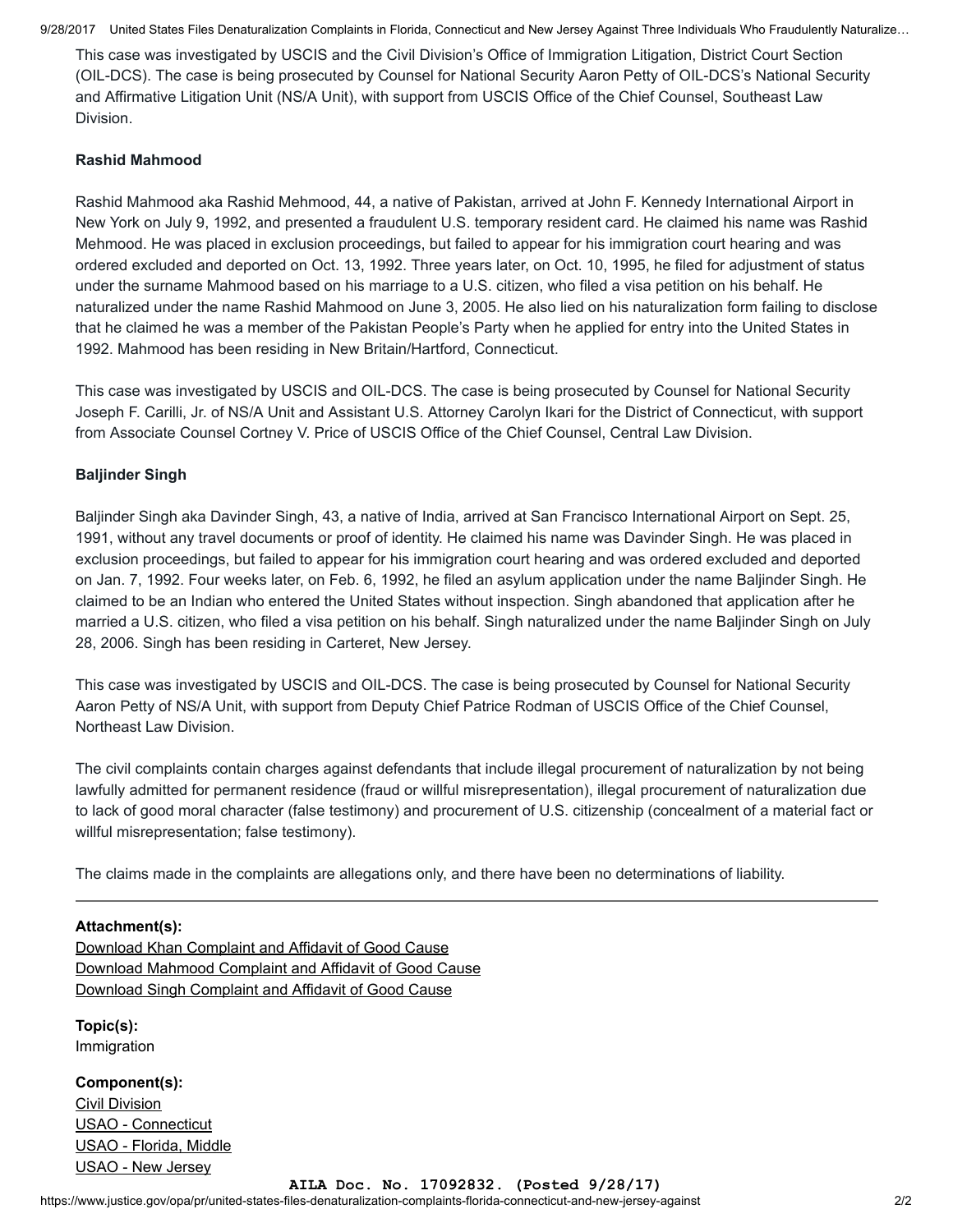This case was investigated by USCIS and the Civil Division's Office of Immigration Litigation, District Court Section (OIL-DCS). The case is being prosecuted by Counsel for National Security Aaron Petty of OIL-DCS's National Security and Affirmative Litigation Unit (NS/A Unit), with support from USCIS Office of the Chief Counsel, Southeast Law Division.

**Rashid Mahmood**

Rashid Mahmood aka Rashid Mehmood, 44, a native of Pakistan, arrived at John F. Kennedy International Airport in New York on July 9, 1992, and presented a fraudulent U.S. temporary resident card. He claimed his name was Rashid Mehmood. He was placed in exclusion proceedings, but failed to appear for his immigration court hearing and was ordered excluded and deported on Oct. 13, 1992. Three years later, on Oct. 10, 1995, he filed for adjustment of status under the surname Mahmood based on his marriage to a U.S. citizen, who filed a visa petition on his behalf. He naturalized under the name Rashid Mahmood on June 3, 2005. He also lied on his naturalization form failing to disclose that he claimed he was a member of the Pakistan People's Party when he applied for entry into the United States in 1992. Mahmood has been residing in New Britain/Hartford, Connecticut.

This case was investigated by USCIS and OIL-DCS. The case is being prosecuted by Counsel for National Security Joseph F. Carilli, Jr. of NS/A Unit and Assistant U.S. Attorney Carolyn Ikari for the District of Connecticut, with support from Associate Counsel Cortney V. Price of USCIS Office of the Chief Counsel, Central Law Division.

**Baljinder Singh**

Baljinder Singh aka Davinder Singh, 43, a native of India, arrived at San Francisco International Airport on Sept. 25, 1991, without any travel documents or proof of identity. He claimed his name was Davinder Singh. He was placed in exclusion proceedings, but failed to appear for his immigration court hearing and was ordered excluded and deported on Jan. 7, 1992. Four weeks later, on Feb. 6, 1992, he filed an asylum application under the name Baljinder Singh. He claimed to be an Indian who entered the United States without inspection. Singh abandoned that application after he married a U.S. citizen, who filed a visa petition on his behalf. Singh naturalized under the name Baljinder Singh on July 28, 2006. Singh has been residing in Carteret, New Jersey.

This case was investigated by USCIS and OIL-DCS. The case is being prosecuted by Counsel for National Security Aaron Petty of NS/A Unit, with support from Deputy Chief Patrice Rodman of USCIS Office of the Chief Counsel, Northeast Law Division.

The civil complaints contain charges against defendants that include illegal procurement of naturalization by not being lawfully admitted for permanent residence (fraud or willful misrepresentation), illegal procurement of naturalization due to lack of good moral character (false testimony) and procurement of U.S. citizenship (concealment of a material fact or willful misrepresentation; false testimony).

The claims made in the complaints are allegations only, and there have been no determinations of liability.

---

**Attachment(s):**
Download Khan Complaint and Affidavit of Good Cause
Download Mahmood Complaint and Affidavit of Good Cause
Download Singh Complaint and Affidavit of Good Cause

**Topic(s):**
Immigration

**Component(s):**
Civil Division
USAO - Connecticut
USAO - Florida, Middle
USAO - New Jersey

**AILA Doc. No. 17092832. (Posted 9/28/17)**